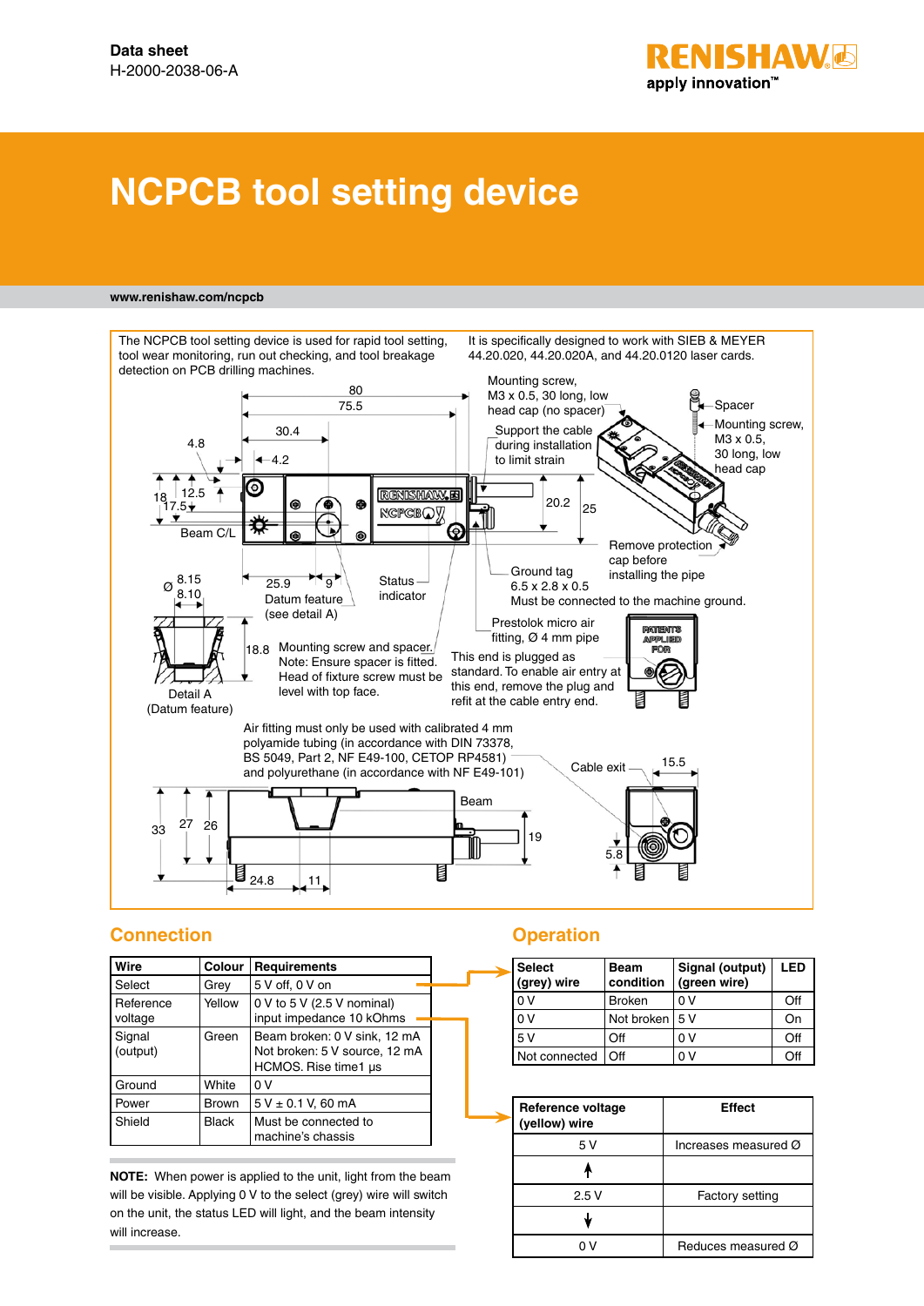Data sheet
H-2000-2038-06-A

RENISHAW
apply innovation™

# NCPCB tool setting device

www.renishaw.com/ncpcb

The NCPCB tool setting device is used for rapid tool setting, tool wear monitoring, run out checking, and tool breakage detection on PCB drilling machines.

It is specifically designed to work with SIEB & MEYER 44.20.020, 44.20.020A, and 44.20.0120 laser cards.

Mounting screw, M3 x 0.5, 30 long, low head cap (no spacer)

Support the cable during installation to limit strain

Spacer

Mounting screw, M3 x 0.5, 30 long, low head cap

Remove protection cap before installing the pipe

Ground tag 6.5 x 2.8 x 0.5
Must be connected to the machine ground.

Status indicator

Datum feature (see detail A)

Detail A (Datum feature)

Mounting screw and spacer. Note: Ensure spacer is fitted. Head of fixture screw must be level with top face.

Prestolok micro air fitting, Ø 4 mm pipe

This end is plugged as standard. To enable air entry at this end, remove the plug and refit at the cable entry end.

Air fitting must only be used with calibrated 4 mm polyamide tubing (in accordance with DIN 73378, BS 5049, Part 2, NF E49-100, CETOP RP4581) and polyurethane (in accordance with NF E49-101)

Cable exit

Beam

## Connection

| Wire | Colour | Requirements |
|---|---|---|
| Select | Grey | 5 V off, 0 V on |
| Reference voltage | Yellow | 0 V to 5 V (2.5 V nominal) input impedance 10 kOhms |
| Signal (output) | Green | Beam broken: 0 V sink, 12 mA Not broken: 5 V source, 12 mA HCMOS. Rise time1 µs |
| Ground | White | 0 V |
| Power | Brown | 5 V ± 0.1 V, 60 mA |
| Shield | Black | Must be connected to machine's chassis |

**NOTE:** When power is applied to the unit, light from the beam will be visible. Applying 0 V to the select (grey) wire will switch on the unit, the status LED will light, and the beam intensity will increase.

## Operation

| Select (grey) wire | Beam condition | Signal (output) (green wire) | LED |
|---|---|---|---|
| 0 V | Broken | 0 V | Off |
| 0 V | Not broken | 5 V | On |
| 5 V | Off | 0 V | Off |
| Not connected | Off | 0 V | Off |

| Reference voltage (yellow) wire | Effect |
|---|---|
| 5 V | Increases measured Ø |
| ↑ | |
| 2.5 V | Factory setting |
| ↓ | |
| 0 V | Reduces measured Ø |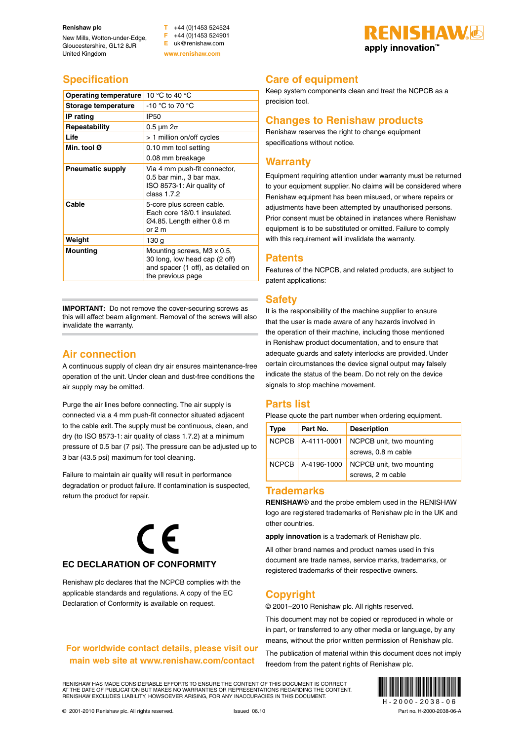**Renishaw plc**

New Mills, Wotton-under-Edge, Gloucestershire, GL12 8JR United Kingdom

T +44 (0)1453 524524
F +44 (0)1453 524901
E uk@renishaw.com
www.renishaw.com

RENISHAW apply innovation™

## Specification

| | |
|---|---|
| **Operating temperature** | 10 °C to 40 °C |
| **Storage temperature** | -10 °C to 70 °C |
| **IP rating** | IP50 |
| **Repeatability** | 0.5 µm 2σ |
| **Life** | > 1 million on/off cycles |
| **Min. tool Ø** | 0.10 mm tool setting<br>0.08 mm breakage |
| **Pneumatic supply** | Via 4 mm push-fit connector, 0.5 bar min., 3 bar max. ISO 8573-1: Air quality of class 1.7.2 |
| **Cable** | 5-core plus screen cable. Each core 18/0.1 insulated. Ø4.85. Length either 0.8 m or 2 m |
| **Weight** | 130 g |
| **Mounting** | Mounting screws, M3 x 0.5, 30 long, low head cap (2 off) and spacer (1 off), as detailed on the previous page |

**IMPORTANT:** Do not remove the cover-securing screws as this will affect beam alignment. Removal of the screws will also invalidate the warranty.

## Air connection

A continuous supply of clean dry air ensures maintenance-free operation of the unit. Under clean and dust-free conditions the air supply may be omitted.

Purge the air lines before connecting. The air supply is connected via a 4 mm push-fit connector situated adjacent to the cable exit. The supply must be continuous, clean, and dry (to ISO 8573-1: air quality of class 1.7.2) at a minimum pressure of 0.5 bar (7 psi). The pressure can be adjusted up to 3 bar (43.5 psi) maximum for tool cleaning.

Failure to maintain air quality will result in performance degradation or product failure. If contamination is suspected, return the product for repair.

CE

**EC DECLARATION OF CONFORMITY**

Renishaw plc declares that the NCPCB complies with the applicable standards and regulations. A copy of the EC Declaration of Conformity is available on request.

**For worldwide contact details, please visit our main web site at www.renishaw.com/contact**

## Care of equipment

Keep system components clean and treat the NCPCB as a precision tool.

## Changes to Renishaw products

Renishaw reserves the right to change equipment specifications without notice.

## Warranty

Equipment requiring attention under warranty must be returned to your equipment supplier. No claims will be considered where Renishaw equipment has been misused, or where repairs or adjustments have been attempted by unauthorised persons. Prior consent must be obtained in instances where Renishaw equipment is to be substituted or omitted. Failure to comply with this requirement will invalidate the warranty.

## Patents

Features of the NCPCB, and related products, are subject to patent applications:

## Safety

It is the responsibility of the machine supplier to ensure that the user is made aware of any hazards involved in the operation of their machine, including those mentioned in Renishaw product documentation, and to ensure that adequate guards and safety interlocks are provided. Under certain circumstances the device signal output may falsely indicate the status of the beam. Do not rely on the device signals to stop machine movement.

## Parts list

Please quote the part number when ordering equipment.

| Type | Part No. | Description |
|---|---|---|
| NCPCB | A-4111-0001 | NCPCB unit, two mounting screws, 0.8 m cable |
| NCPCB | A-4196-1000 | NCPCB unit, two mounting screws, 2 m cable |

## Trademarks

**RENISHAW**® and the probe emblem used in the RENISHAW logo are registered trademarks of Renishaw plc in the UK and other countries.

**apply innovation** is a trademark of Renishaw plc.

All other brand names and product names used in this document are trade names, service marks, trademarks, or registered trademarks of their respective owners.

## Copyright

© 2001–2010 Renishaw plc. All rights reserved.

This document may not be copied or reproduced in whole or in part, or transferred to any other media or language, by any means, without the prior written permission of Renishaw plc.

The publication of material within this document does not imply freedom from the patent rights of Renishaw plc.

RENISHAW HAS MADE CONSIDERABLE EFFORTS TO ENSURE THE CONTENT OF THIS DOCUMENT IS CORRECT AT THE DATE OF PUBLICATION BUT MAKES NO WARRANTIES OR REPRESENTATIONS REGARDING THE CONTENT. RENISHAW EXCLUDES LIABILITY, HOWSOEVER ARISING, FOR ANY INACCURACIES IN THIS DOCUMENT.

H-2000-2038-06

© 2001-2010 Renishaw plc. All rights reserved. Issued 06.10 Part no. H-2000-2038-06-A